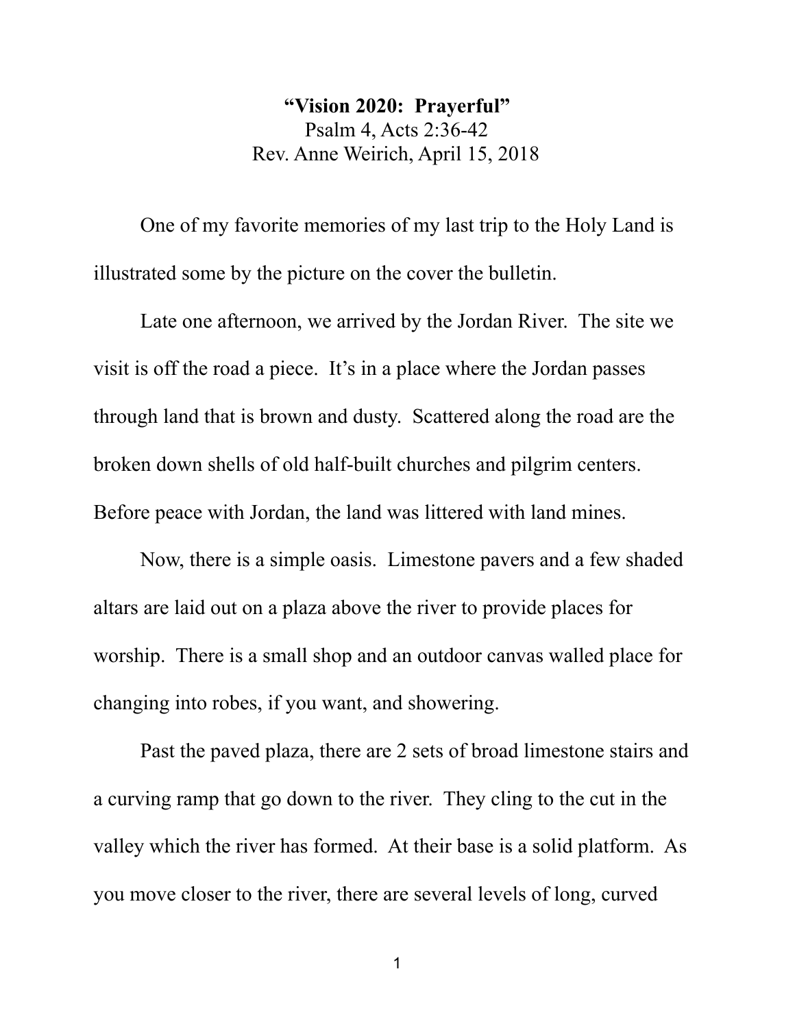**“Vision 2020: Prayerful”**

Psalm 4, Acts 2:36-42

Rev. Anne Weirich, April 15, 2018

One of my favorite memories of my last trip to the Holy Land is illustrated some by the picture on the cover the bulletin.

Late one afternoon, we arrived by the Jordan River. The site we visit is off the road a piece. It’s in a place where the Jordan passes through land that is brown and dusty. Scattered along the road are the broken down shells of old half-built churches and pilgrim centers. Before peace with Jordan, the land was littered with land mines.

Now, there is a simple oasis. Limestone pavers and a few shaded altars are laid out on a plaza above the river to provide places for worship. There is a small shop and an outdoor canvas walled place for changing into robes, if you want, and showering.

Past the paved plaza, there are 2 sets of broad limestone stairs and a curving ramp that go down to the river. They cling to the cut in the valley which the river has formed. At their base is a solid platform. As you move closer to the river, there are several levels of long, curved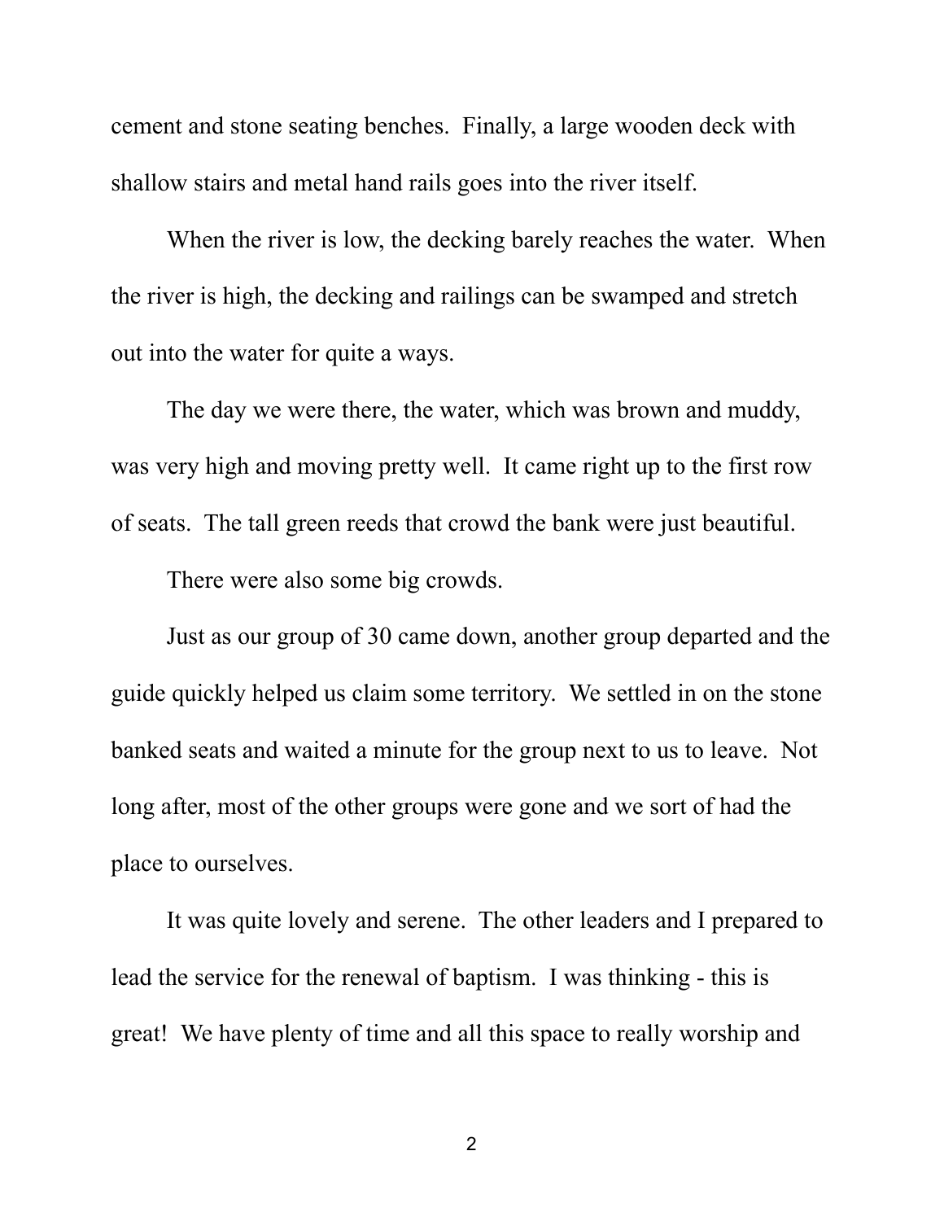cement and stone seating benches. Finally, a large wooden deck with shallow stairs and metal hand rails goes into the river itself.

When the river is low, the decking barely reaches the water. When the river is high, the decking and railings can be swamped and stretch out into the water for quite a ways.

The day we were there, the water, which was brown and muddy, was very high and moving pretty well. It came right up to the first row of seats. The tall green reeds that crowd the bank were just beautiful.

There were also some big crowds.

Just as our group of 30 came down, another group departed and the guide quickly helped us claim some territory. We settled in on the stone banked seats and waited a minute for the group next to us to leave. Not long after, most of the other groups were gone and we sort of had the place to ourselves.

It was quite lovely and serene. The other leaders and I prepared to lead the service for the renewal of baptism. I was thinking - this is great! We have plenty of time and all this space to really worship and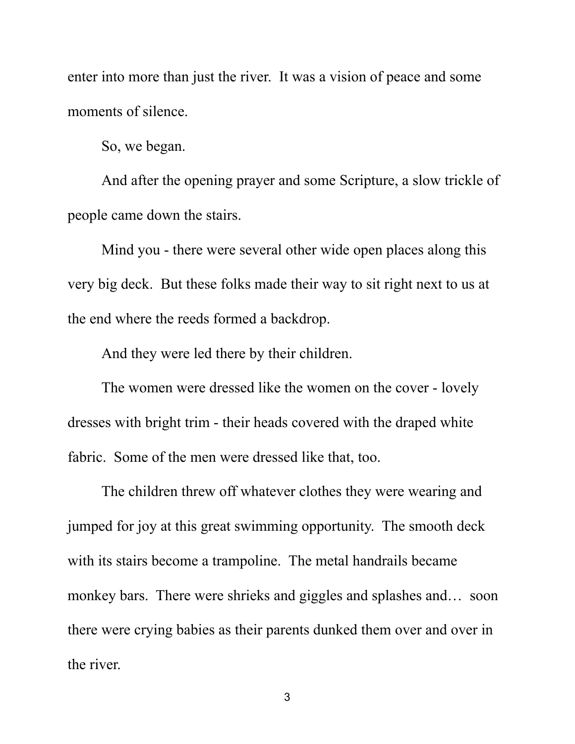enter into more than just the river. It was a vision of peace and some moments of silence.

So, we began.

And after the opening prayer and some Scripture, a slow trickle of people came down the stairs.

Mind you - there were several other wide open places along this very big deck. But these folks made their way to sit right next to us at the end where the reeds formed a backdrop.

And they were led there by their children.

The women were dressed like the women on the cover - lovely dresses with bright trim - their heads covered with the draped white fabric. Some of the men were dressed like that, too.

The children threw off whatever clothes they were wearing and jumped for joy at this great swimming opportunity. The smooth deck with its stairs become a trampoline. The metal handrails became monkey bars. There were shrieks and giggles and splashes and… soon there were crying babies as their parents dunked them over and over in the river.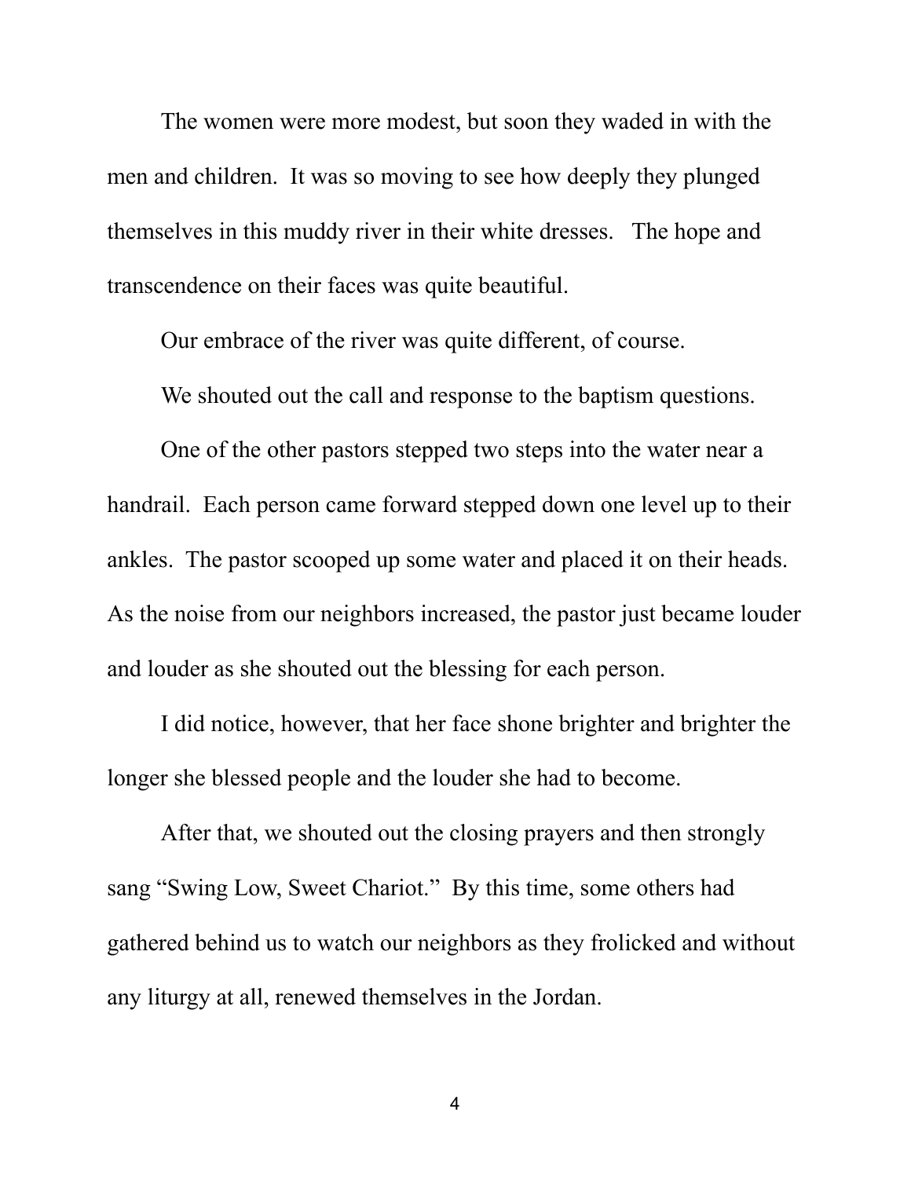The women were more modest, but soon they waded in with the men and children.  It was so moving to see how deeply they plunged themselves in this muddy river in their white dresses.   The hope and transcendence on their faces was quite beautiful.

Our embrace of the river was quite different, of course.

We shouted out the call and response to the baptism questions.

One of the other pastors stepped two steps into the water near a handrail.  Each person came forward stepped down one level up to their ankles.  The pastor scooped up some water and placed it on their heads. As the noise from our neighbors increased, the pastor just became louder and louder as she shouted out the blessing for each person.

I did notice, however, that her face shone brighter and brighter the longer she blessed people and the louder she had to become.

After that, we shouted out the closing prayers and then strongly sang “Swing Low, Sweet Chariot.”  By this time, some others had gathered behind us to watch our neighbors as they frolicked and without any liturgy at all, renewed themselves in the Jordan.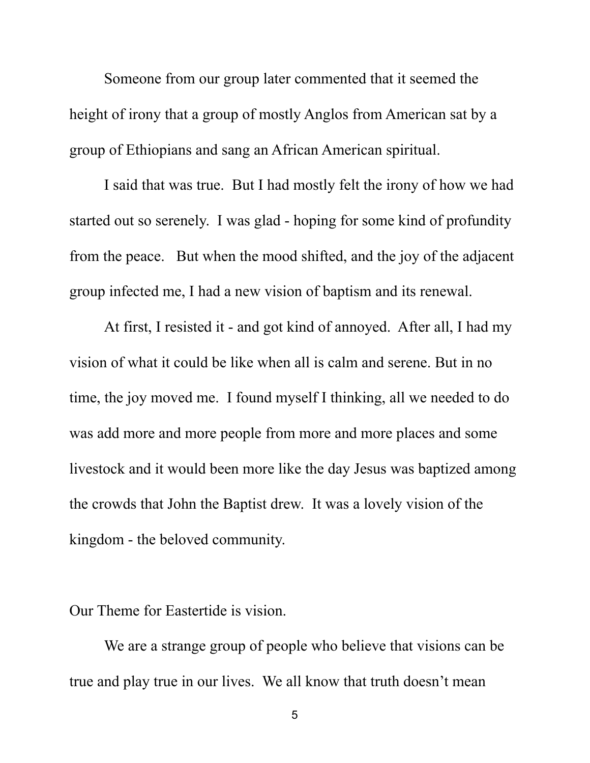Someone from our group later commented that it seemed the height of irony that a group of mostly Anglos from American sat by a group of Ethiopians and sang an African American spiritual.

I said that was true. But I had mostly felt the irony of how we had started out so serenely. I was glad - hoping for some kind of profundity from the peace. But when the mood shifted, and the joy of the adjacent group infected me, I had a new vision of baptism and its renewal.

At first, I resisted it - and got kind of annoyed. After all, I had my vision of what it could be like when all is calm and serene. But in no time, the joy moved me. I found myself I thinking, all we needed to do was add more and more people from more and more places and some livestock and it would been more like the day Jesus was baptized among the crowds that John the Baptist drew. It was a lovely vision of the kingdom - the beloved community.

Our Theme for Eastertide is vision.

We are a strange group of people who believe that visions can be true and play true in our lives. We all know that truth doesn't mean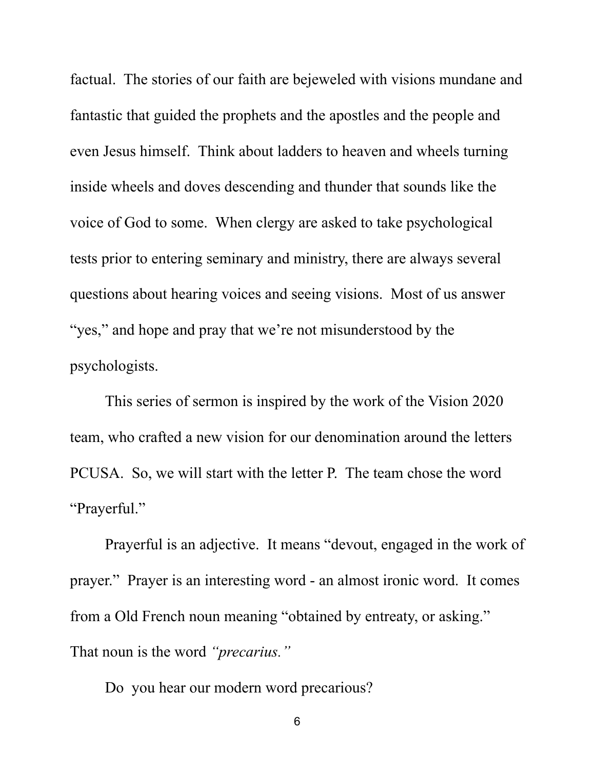factual. The stories of our faith are bejeweled with visions mundane and fantastic that guided the prophets and the apostles and the people and even Jesus himself. Think about ladders to heaven and wheels turning inside wheels and doves descending and thunder that sounds like the voice of God to some. When clergy are asked to take psychological tests prior to entering seminary and ministry, there are always several questions about hearing voices and seeing visions. Most of us answer "yes," and hope and pray that we're not misunderstood by the psychologists.

This series of sermon is inspired by the work of the Vision 2020 team, who crafted a new vision for our denomination around the letters PCUSA. So, we will start with the letter P. The team chose the word "Prayerful."

Prayerful is an adjective. It means "devout, engaged in the work of prayer." Prayer is an interesting word - an almost ironic word. It comes from a Old French noun meaning "obtained by entreaty, or asking." That noun is the word *"precarius."*

Do you hear our modern word precarious?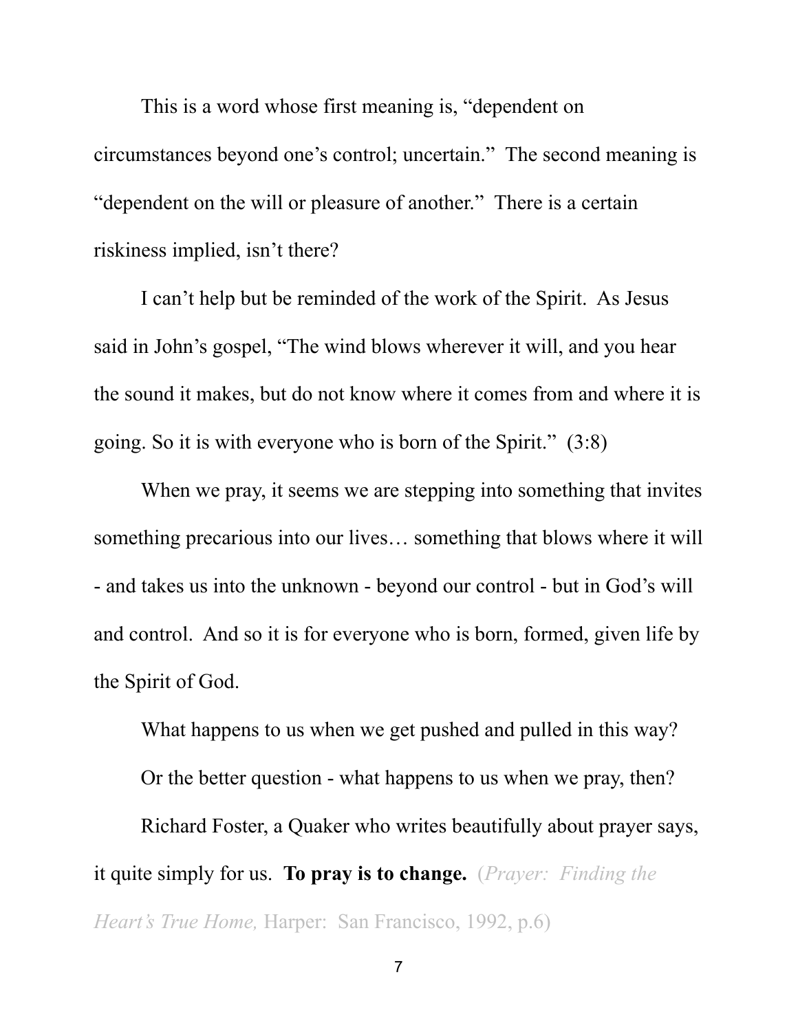This is a word whose first meaning is, "dependent on circumstances beyond one's control; uncertain." The second meaning is "dependent on the will or pleasure of another." There is a certain riskiness implied, isn't there?

I can't help but be reminded of the work of the Spirit. As Jesus said in John's gospel, "The wind blows wherever it will, and you hear the sound it makes, but do not know where it comes from and where it is going. So it is with everyone who is born of the Spirit." (3:8)

When we pray, it seems we are stepping into something that invites something precarious into our lives… something that blows where it will - and takes us into the unknown - beyond our control - but in God's will and control. And so it is for everyone who is born, formed, given life by the Spirit of God.

What happens to us when we get pushed and pulled in this way?

Or the better question - what happens to us when we pray, then?

Richard Foster, a Quaker who writes beautifully about prayer says, it quite simply for us. **To pray is to change.** (*Prayer: Finding the Heart's True Home,* Harper: San Francisco, 1992, p.6)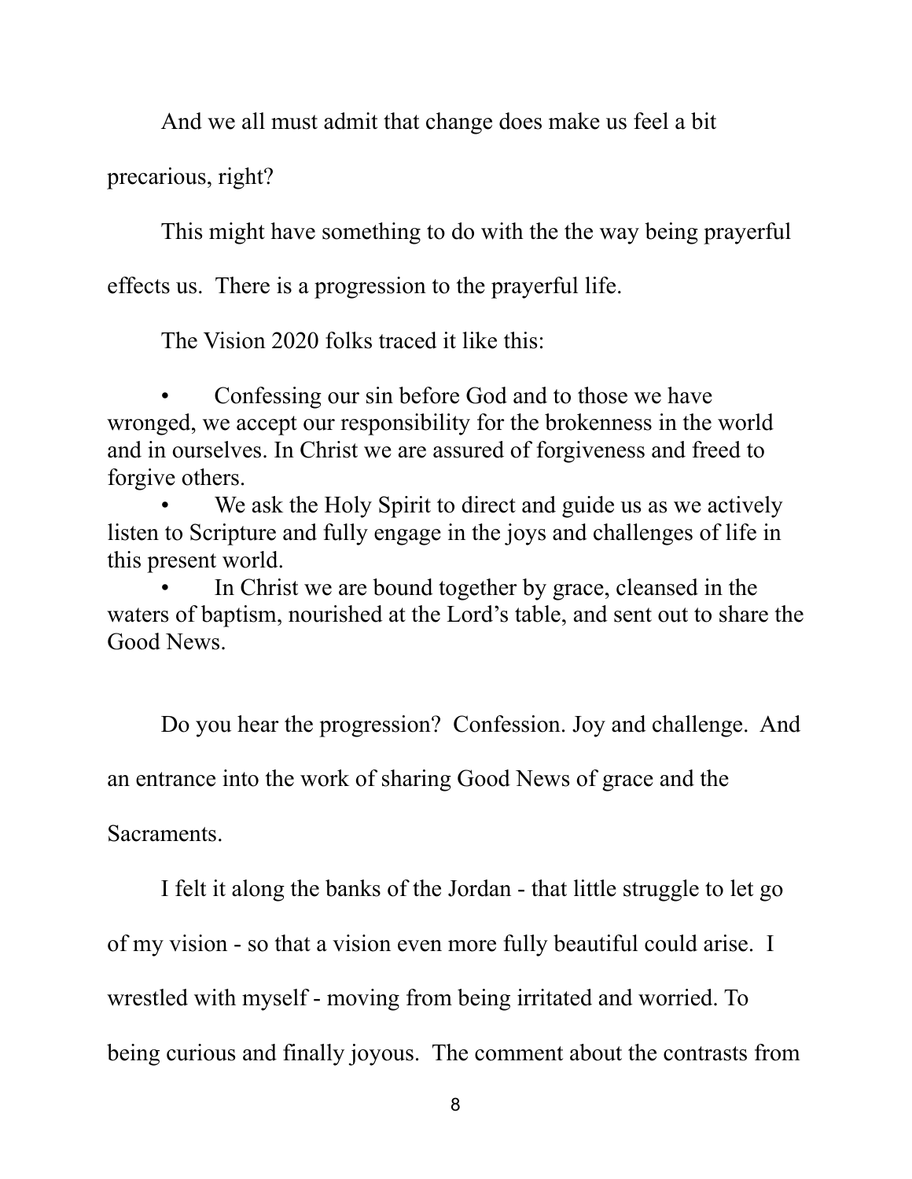And we all must admit that change does make us feel a bit precarious, right?

This might have something to do with the the way being prayerful effects us. There is a progression to the prayerful life.

The Vision 2020 folks traced it like this:

- Confessing our sin before God and to those we have wronged, we accept our responsibility for the brokenness in the world and in ourselves. In Christ we are assured of forgiveness and freed to forgive others.
- We ask the Holy Spirit to direct and guide us as we actively listen to Scripture and fully engage in the joys and challenges of life in this present world.
- In Christ we are bound together by grace, cleansed in the waters of baptism, nourished at the Lord's table, and sent out to share the Good News.

Do you hear the progression? Confession. Joy and challenge. And an entrance into the work of sharing Good News of grace and the Sacraments.

I felt it along the banks of the Jordan - that little struggle to let go of my vision - so that a vision even more fully beautiful could arise. I wrestled with myself - moving from being irritated and worried. To being curious and finally joyous. The comment about the contrasts from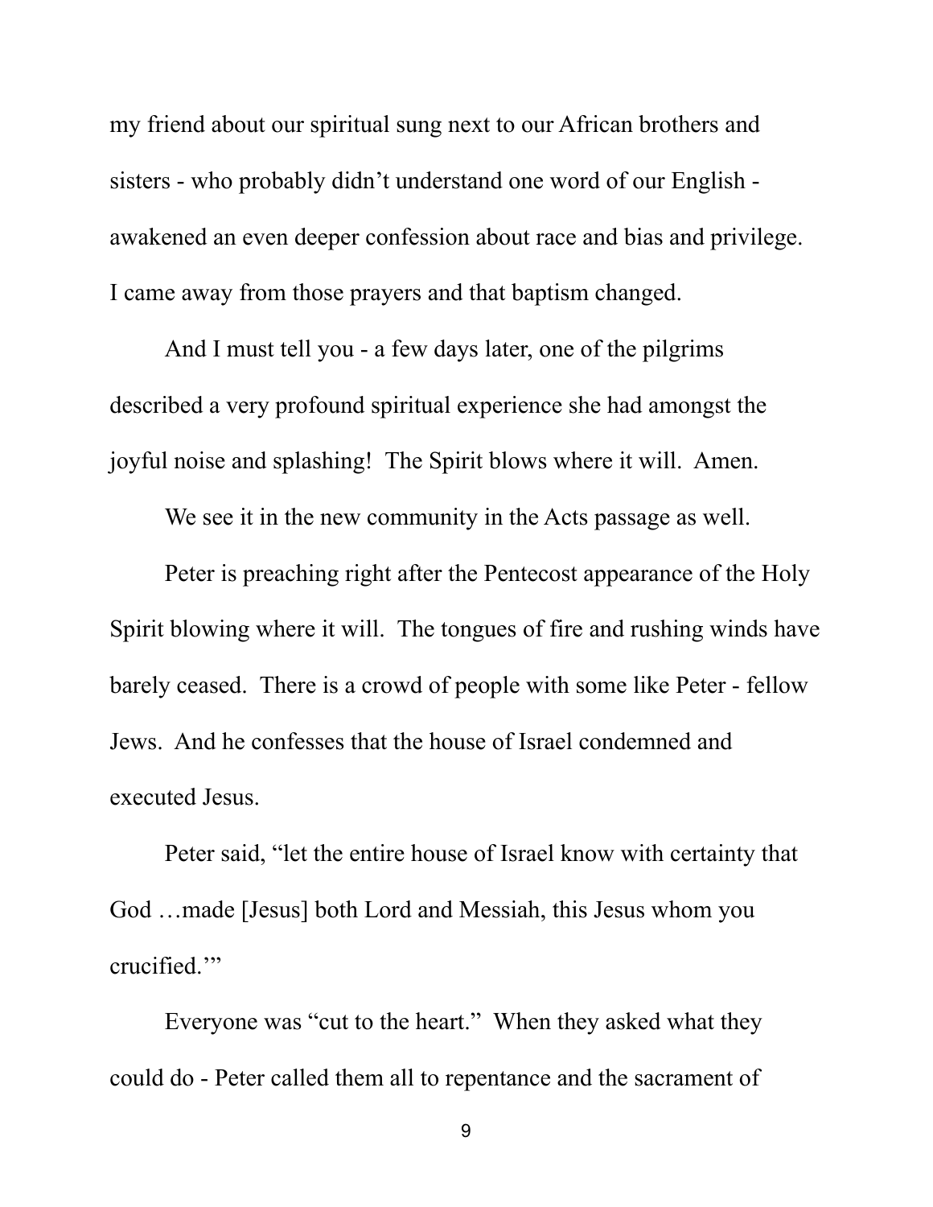my friend about our spiritual sung next to our African brothers and sisters - who probably didn't understand one word of our English - awakened an even deeper confession about race and bias and privilege. I came away from those prayers and that baptism changed.

And I must tell you - a few days later, one of the pilgrims described a very profound spiritual experience she had amongst the joyful noise and splashing! The Spirit blows where it will. Amen.

We see it in the new community in the Acts passage as well.

Peter is preaching right after the Pentecost appearance of the Holy Spirit blowing where it will. The tongues of fire and rushing winds have barely ceased. There is a crowd of people with some like Peter - fellow Jews. And he confesses that the house of Israel condemned and executed Jesus.

Peter said, "let the entire house of Israel know with certainty that God …made [Jesus] both Lord and Messiah, this Jesus whom you crucified.'"

Everyone was "cut to the heart." When they asked what they could do - Peter called them all to repentance and the sacrament of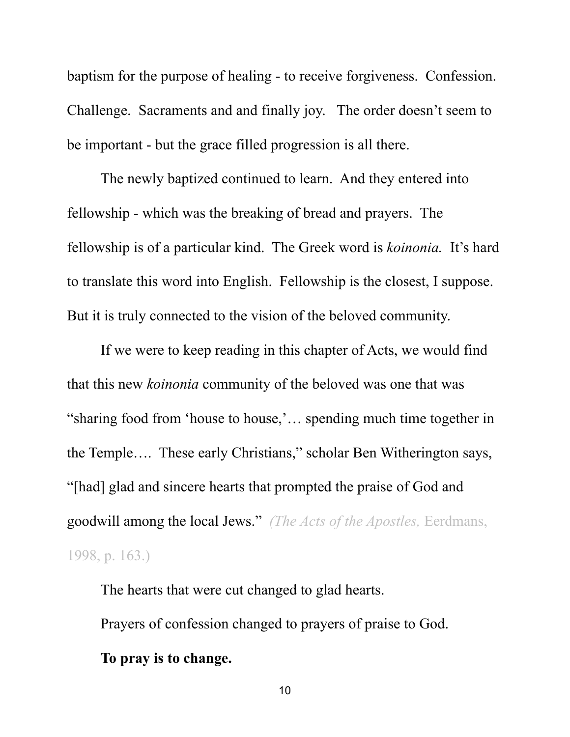baptism for the purpose of healing - to receive forgiveness. Confession. Challenge. Sacraments and and finally joy. The order doesn't seem to be important - but the grace filled progression is all there.

The newly baptized continued to learn. And they entered into fellowship - which was the breaking of bread and prayers. The fellowship is of a particular kind. The Greek word is *koinonia.* It's hard to translate this word into English. Fellowship is the closest, I suppose. But it is truly connected to the vision of the beloved community.

If we were to keep reading in this chapter of Acts, we would find that this new *koinonia* community of the beloved was one that was "sharing food from 'house to house,'… spending much time together in the Temple…. These early Christians," scholar Ben Witherington says, "[had] glad and sincere hearts that prompted the praise of God and goodwill among the local Jews." *(The Acts of the Apostles,* Eerdmans, 1998, p. 163.)

The hearts that were cut changed to glad hearts.

Prayers of confession changed to prayers of praise to God.

**To pray is to change.**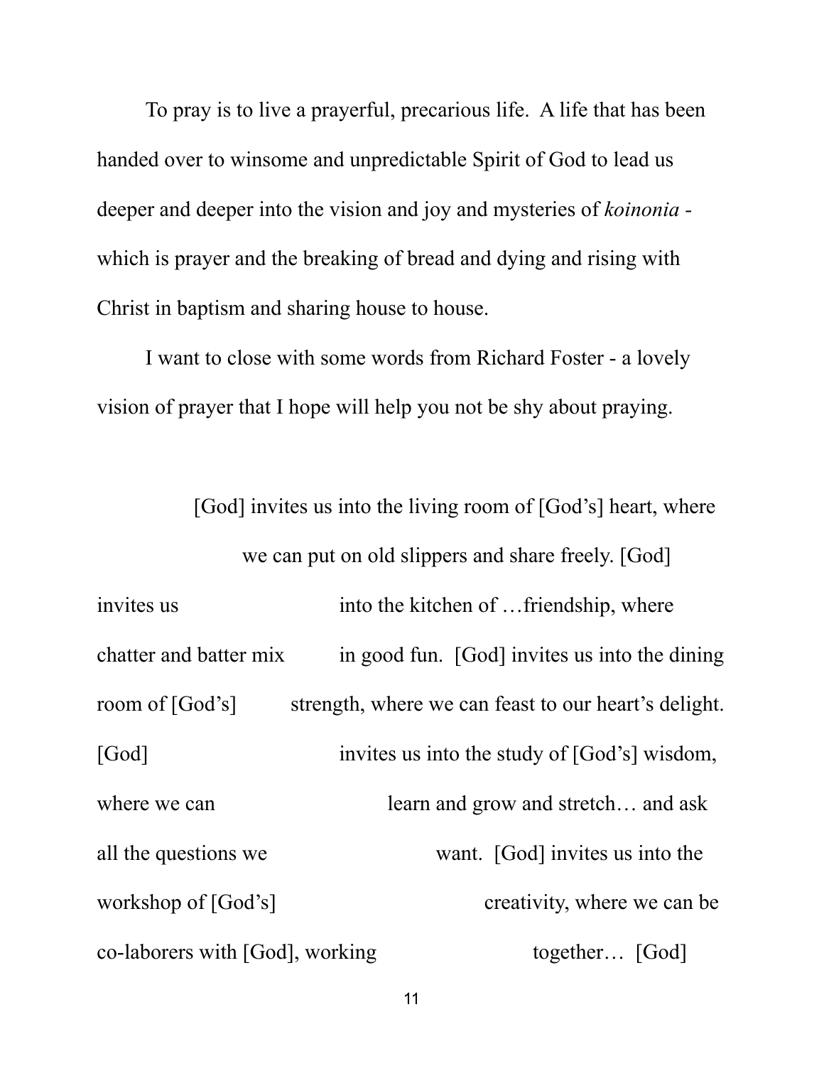To pray is to live a prayerful, precarious life. A life that has been handed over to winsome and unpredictable Spirit of God to lead us deeper and deeper into the vision and joy and mysteries of *koinonia* - which is prayer and the breaking of bread and dying and rising with Christ in baptism and sharing house to house.

I want to close with some words from Richard Foster - a lovely vision of prayer that I hope will help you not be shy about praying.

> [God] invites us into the living room of [God's] heart, where we can put on old slippers and share freely. [God] invites us into the kitchen of …friendship, where chatter and batter mix in good fun. [God] invites us into the dining room of [God's] strength, where we can feast to our heart's delight. [God] invites us into the study of [God's] wisdom, where we can learn and grow and stretch… and ask all the questions we want. [God] invites us into the workshop of [God's] creativity, where we can be co-laborers with [God], working together… [God]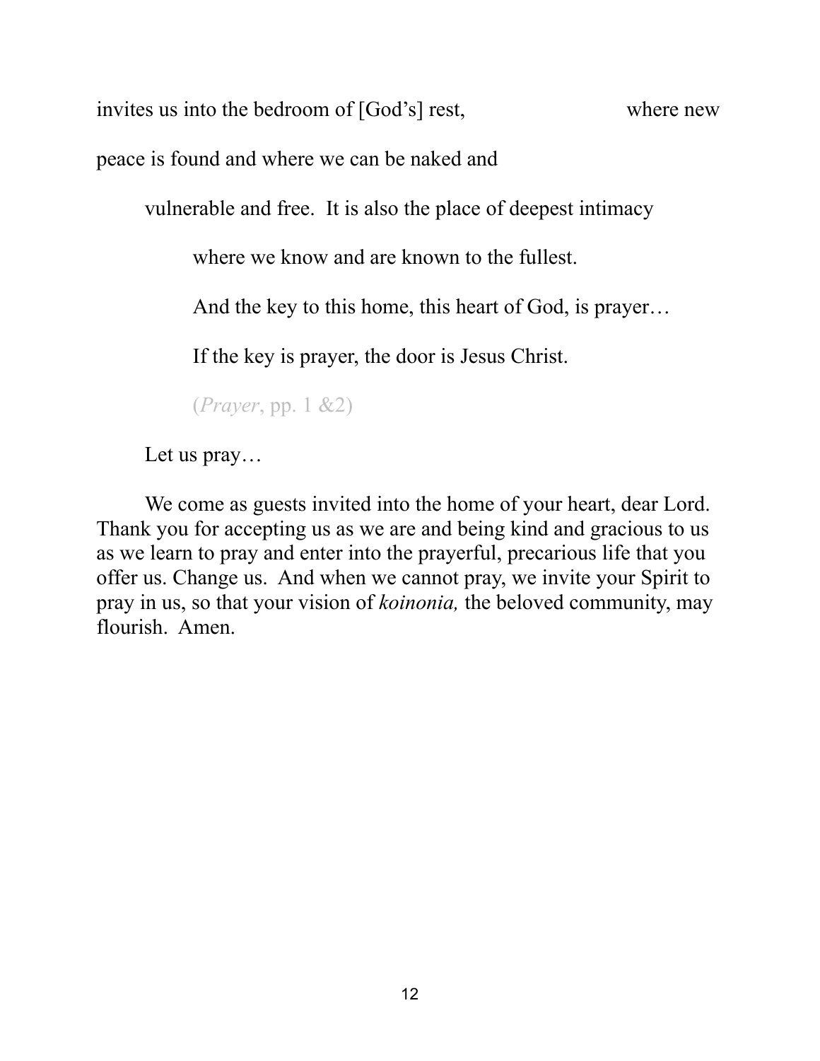invites us into the bedroom of [God's] rest, where new

peace is found and where we can be naked and

vulnerable and free. It is also the place of deepest intimacy

where we know and are known to the fullest.

And the key to this home, this heart of God, is prayer…

If the key is prayer, the door is Jesus Christ.

(*Prayer*, pp. 1 &2)

Let us pray…

We come as guests invited into the home of your heart, dear Lord. Thank you for accepting us as we are and being kind and gracious to us as we learn to pray and enter into the prayerful, precarious life that you offer us. Change us. And when we cannot pray, we invite your Spirit to pray in us, so that your vision of *koinonia,* the beloved community, may flourish. Amen.